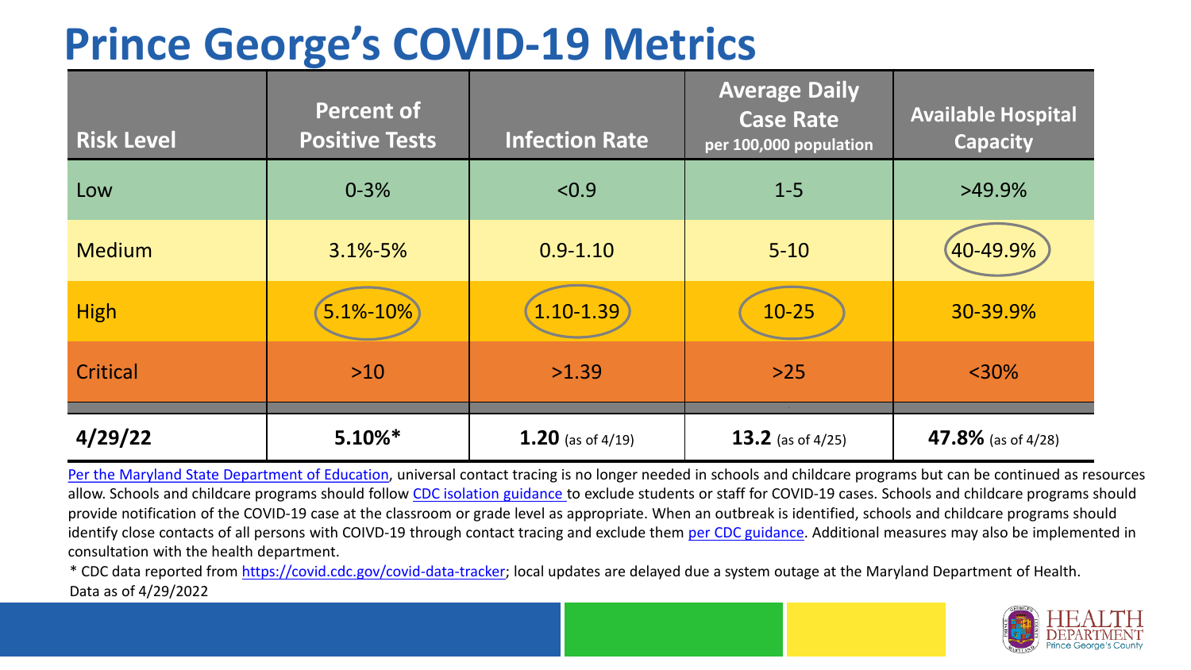# Prince George's COVID-19 Metrics

| Risk Level | Percent of Positive Tests | Infection Rate | Average Daily Case Rate per 100,000 population | Available Hospital Capacity |
|---|---|---|---|---|
| Low | 0-3% | <0.9 | 1-5 | >49.9% |
| Medium | 3.1%-5% | 0.9-1.10 | 5-10 | 40-49.9% |
| High | 5.1%-10% | 1.10-1.39 | 10-25 | 30-39.9% |
| Critical | >10 | >1.39 | >25 | <30% |
| **4/29/22** | **5.10%*** | **1.20** (as of 4/19) | **13.2** (as of 4/25) | **47.8%** (as of 4/28) |

Per the Maryland State Department of Education, universal contact tracing is no longer needed in schools and childcare programs but can be continued as resources allow. Schools and childcare programs should follow CDC isolation guidance to exclude students or staff for COVID-19 cases. Schools and childcare programs should provide notification of the COVID-19 case at the classroom or grade level as appropriate. When an outbreak is identified, schools and childcare programs should identify close contacts of all persons with COIVD-19 through contact tracing and exclude them per CDC guidance. Additional measures may also be implemented in consultation with the health department.

* CDC data reported from https://covid.cdc.gov/covid-data-tracker; local updates are delayed due a system outage at the Maryland Department of Health.

Data as of 4/29/2022

HEALTH DEPARTMENT Prince George's County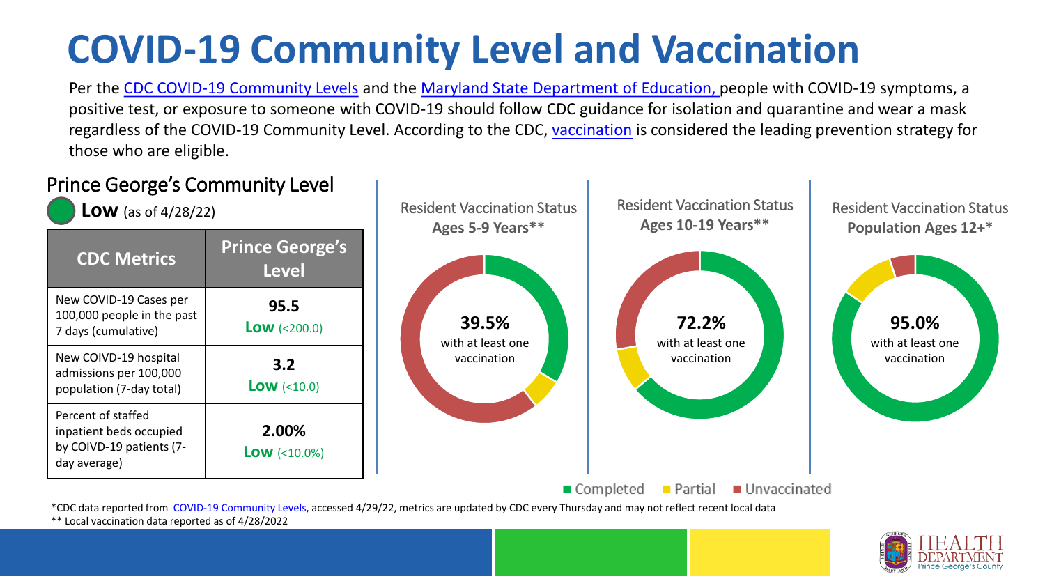# COVID-19 Community Level and Vaccination

Per the CDC COVID-19 Community Levels and the Maryland State Department of Education, people with COVID-19 symptoms, a positive test, or exposure to someone with COVID-19 should follow CDC guidance for isolation and quarantine and wear a mask regardless of the COVID-19 Community Level. According to the CDC, vaccination is considered the leading prevention strategy for those who are eligible.

## Prince George's Community Level

**Low** (as of 4/28/22)

| CDC Metrics | Prince George's Level |
|---|---|
| New COVID-19 Cases per 100,000 people in the past 7 days (cumulative) | **95.5** **Low** (<200.0) |
| New COIVD-19 hospital admissions per 100,000 population (7-day total) | **3.2** **Low** (<10.0) |
| Percent of staffed inpatient beds occupied by COIVD-19 patients (7-day average) | **2.00%** **Low** (<10.0%) |

Resident Vaccination Status **Ages 5-9 Years****

**39.5%** with at least one vaccination

Resident Vaccination Status **Ages 10-19 Years****

**72.2%** with at least one vaccination

Resident Vaccination Status **Population Ages 12+***

**95.0%** with at least one vaccination

■ Completed ■ Partial ■ Unvaccinated

*CDC data reported from COVID-19 Community Levels, accessed 4/29/22, metrics are updated by CDC every Thursday and may not reflect recent local data

** Local vaccination data reported as of 4/28/2022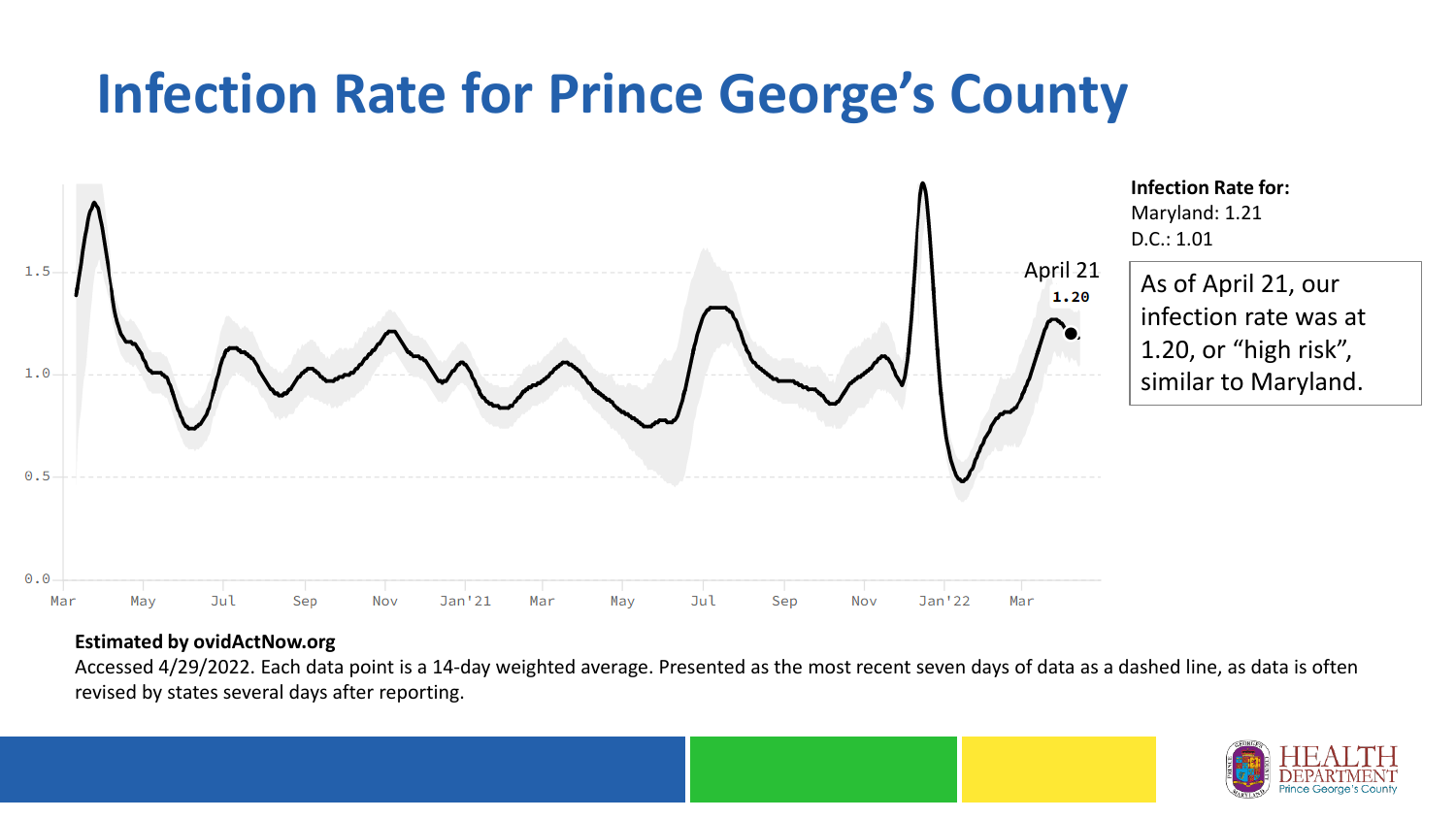# Infection Rate for Prince George's County

**Infection Rate for:**
Maryland: 1.21
D.C.: 1.01

As of April 21, our infection rate was at 1.20, or "high risk", similar to Maryland.

**Estimated by ovidActNow.org**

Accessed 4/29/2022. Each data point is a 14-day weighted average. Presented as the most recent seven days of data as a dashed line, as data is often revised by states several days after reporting.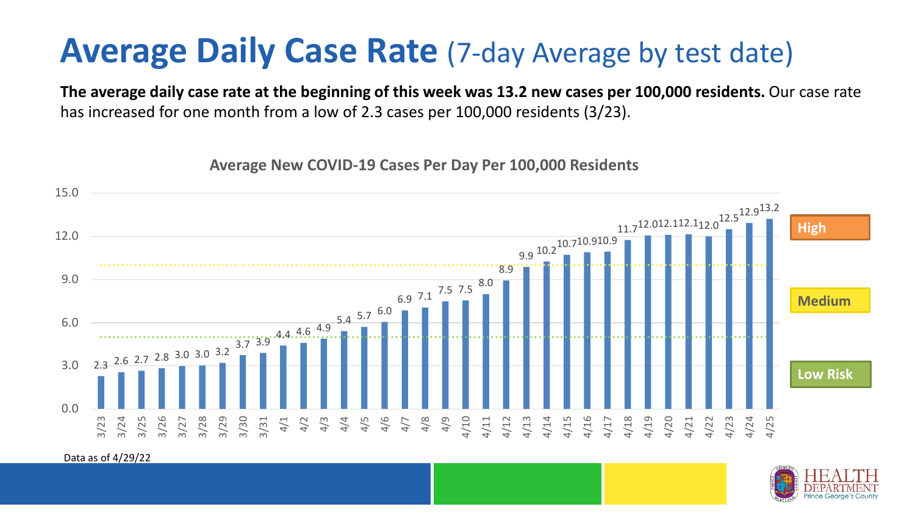# **Average Daily Case Rate** (7-day Average by test date)

**The average daily case rate at the beginning of this week was 13.2 new cases per 100,000 residents.** Our case rate has increased for one month from a low of 2.3 cases per 100,000 residents (3/23).

**Average New COVID-19 Cases Per Day Per 100,000 Residents**

| Date | Cases per 100,000 |
|---|---|
| 3/23 | 2.3 |
| 3/24 | 2.6 |
| 3/25 | 2.7 |
| 3/26 | 2.8 |
| 3/27 | 3.0 |
| 3/28 | 3.0 |
| 3/29 | 3.2 |
| 3/30 | 3.7 |
| 3/31 | 3.9 |
| 4/1 | 4.4 |
| 4/2 | 4.6 |
| 4/3 | 4.9 |
| 4/4 | 5.4 |
| 4/5 | 5.7 |
| 4/6 | 6.0 |
| 4/7 | 6.9 |
| 4/8 | 7.1 |
| 4/9 | 7.5 |
| 4/10 | 7.5 |
| 4/11 | 8.0 |
| 4/12 | 8.9 |
| 4/13 | 9.9 |
| 4/14 | 10.2 |
| 4/15 | 10.7 |
| 4/16 | 10.9 |
| 4/17 | 10.9 |
| 4/18 | 11.7 |
| 4/19 | 12.0 |
| 4/20 | 12.1 |
| 4/21 | 12.1 |
| 4/22 | 12.0 |
| 4/23 | 12.5 |
| 4/24 | 12.9 |
| 4/25 | 13.2 |

Risk levels: High, Medium, Low Risk

Data as of 4/29/22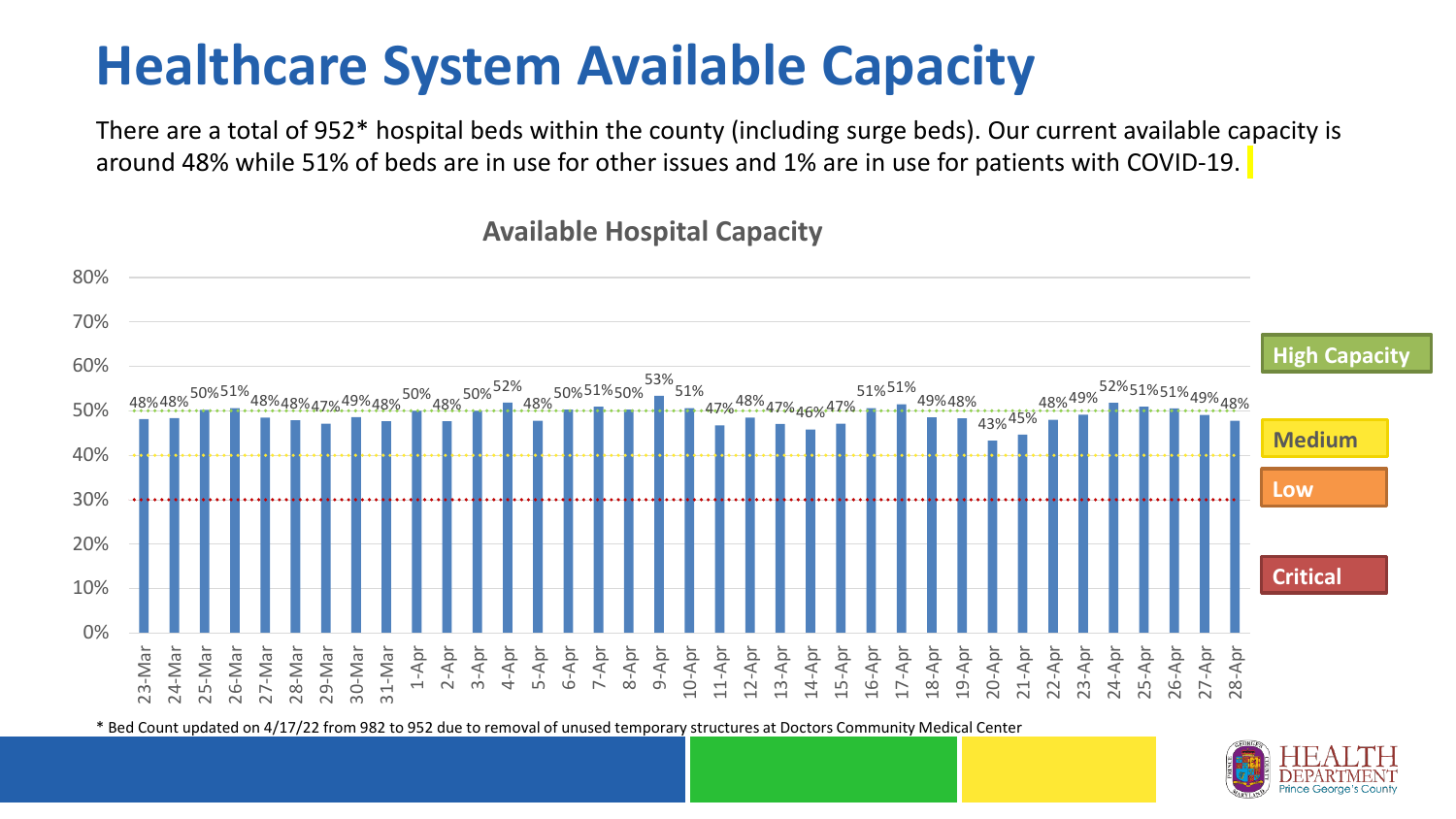# Healthcare System Available Capacity

There are a total of 952* hospital beds within the county (including surge beds). Our current available capacity is around 48% while 51% of beds are in use for other issues and 1% are in use for patients with COVID-19.

**Available Hospital Capacity**

80%
70%
60%
50%
40%
30%
20%
10%
0%

48% 48% 50% 51% 48% 48% 47% 49% 48% 50% 48% 50% 52% 48% 50% 51% 50% 53% 51% 47% 48% 47% 46% 47% 51% 51% 49% 48% 43% 45% 48% 49% 52% 51% 51% 49% 48%

23-Mar 24-Mar 25-Mar 26-Mar 27-Mar 28-Mar 29-Mar 30-Mar 31-Mar 1-Apr 2-Apr 3-Apr 4-Apr 5-Apr 6-Apr 7-Apr 8-Apr 9-Apr 10-Apr 11-Apr 12-Apr 13-Apr 14-Apr 15-Apr 16-Apr 17-Apr 18-Apr 19-Apr 20-Apr 21-Apr 22-Apr 23-Apr 24-Apr 25-Apr 26-Apr 27-Apr 28-Apr

High Capacity
Medium
Low
Critical

* Bed Count updated on 4/17/22 from 982 to 952 due to removal of unused temporary structures at Doctors Community Medical Center

HEALTH DEPARTMENT Prince George's County